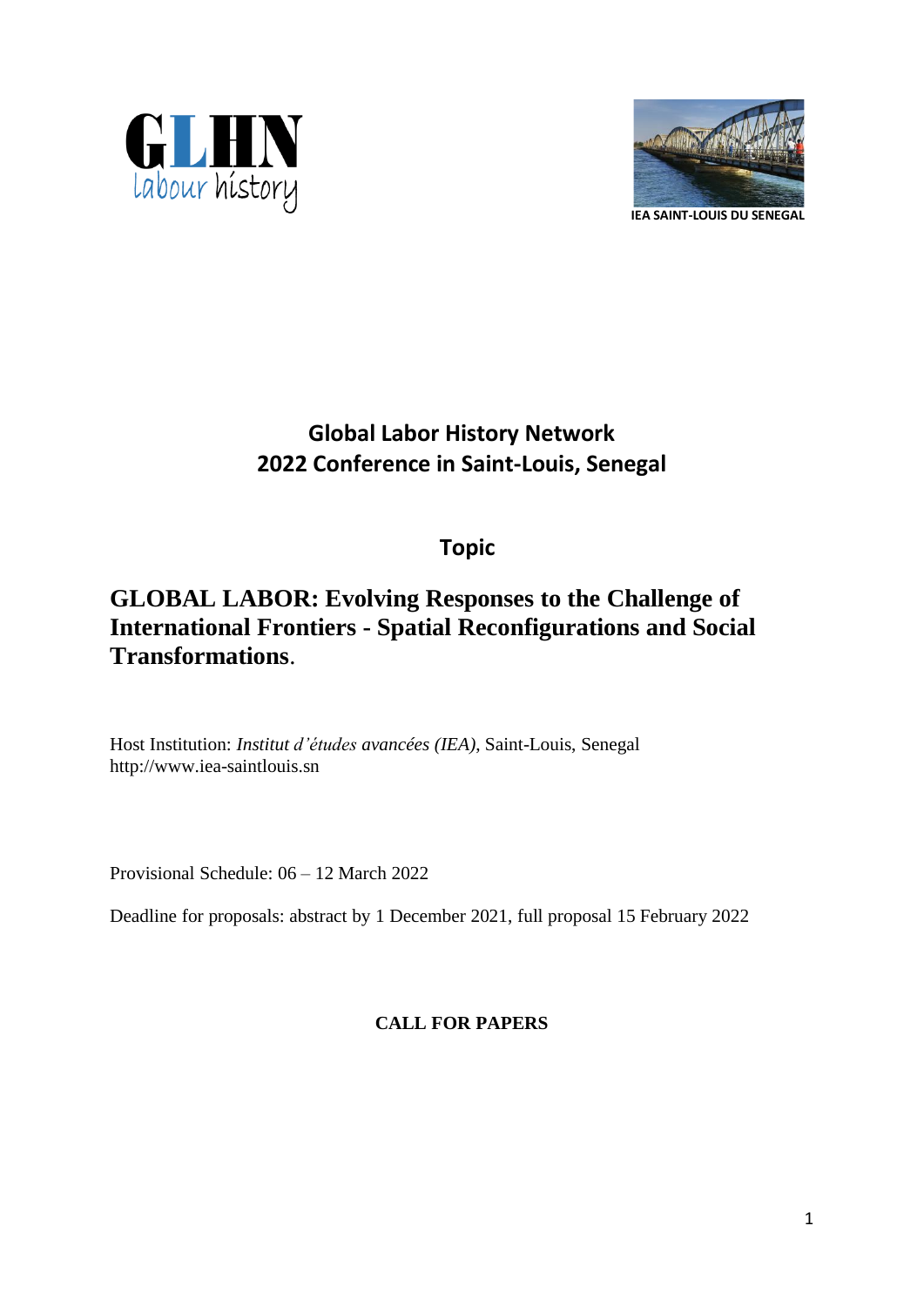GLHN labour history

IEA SAINT-LOUIS DU SENEGAL

# Global Labor History Network
# 2022 Conference in Saint-Louis, Senegal

## Topic

## GLOBAL LABOR: Evolving Responses to the Challenge of International Frontiers - Spatial Reconfigurations and Social Transformations.

Host Institution: *Institut d'études avancées (IEA)*, Saint-Louis, Senegal
http://www.iea-saintlouis.sn

Provisional Schedule: 06 – 12 March 2022

Deadline for proposals: abstract by 1 December 2021, full proposal 15 February 2022

**CALL FOR PAPERS**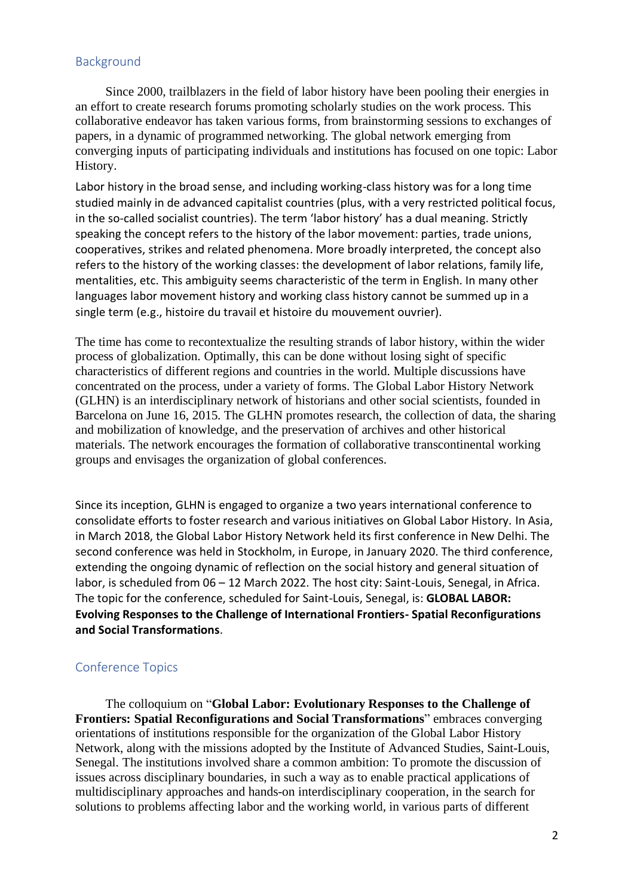## Background

Since 2000, trailblazers in the field of labor history have been pooling their energies in an effort to create research forums promoting scholarly studies on the work process. This collaborative endeavor has taken various forms, from brainstorming sessions to exchanges of papers, in a dynamic of programmed networking. The global network emerging from converging inputs of participating individuals and institutions has focused on one topic: Labor History.

Labor history in the broad sense, and including working-class history was for a long time studied mainly in de advanced capitalist countries (plus, with a very restricted political focus, in the so-called socialist countries). The term 'labor history' has a dual meaning. Strictly speaking the concept refers to the history of the labor movement: parties, trade unions, cooperatives, strikes and related phenomena. More broadly interpreted, the concept also refers to the history of the working classes: the development of labor relations, family life, mentalities, etc. This ambiguity seems characteristic of the term in English. In many other languages labor movement history and working class history cannot be summed up in a single term (e.g., histoire du travail et histoire du mouvement ouvrier).

The time has come to recontextualize the resulting strands of labor history, within the wider process of globalization. Optimally, this can be done without losing sight of specific characteristics of different regions and countries in the world. Multiple discussions have concentrated on the process, under a variety of forms. The Global Labor History Network (GLHN) is an interdisciplinary network of historians and other social scientists, founded in Barcelona on June 16, 2015. The GLHN promotes research, the collection of data, the sharing and mobilization of knowledge, and the preservation of archives and other historical materials. The network encourages the formation of collaborative transcontinental working groups and envisages the organization of global conferences.

Since its inception, GLHN is engaged to organize a two years international conference to consolidate efforts to foster research and various initiatives on Global Labor History. In Asia, in March 2018, the Global Labor History Network held its first conference in New Delhi. The second conference was held in Stockholm, in Europe, in January 2020. The third conference, extending the ongoing dynamic of reflection on the social history and general situation of labor, is scheduled from 06 – 12 March 2022. The host city: Saint-Louis, Senegal, in Africa. The topic for the conference, scheduled for Saint-Louis, Senegal, is: **GLOBAL LABOR: Evolving Responses to the Challenge of International Frontiers- Spatial Reconfigurations and Social Transformations**.

## Conference Topics

The colloquium on "**Global Labor: Evolutionary Responses to the Challenge of Frontiers: Spatial Reconfigurations and Social Transformations**" embraces converging orientations of institutions responsible for the organization of the Global Labor History Network, along with the missions adopted by the Institute of Advanced Studies, Saint-Louis, Senegal. The institutions involved share a common ambition: To promote the discussion of issues across disciplinary boundaries, in such a way as to enable practical applications of multidisciplinary approaches and hands-on interdisciplinary cooperation, in the search for solutions to problems affecting labor and the working world, in various parts of different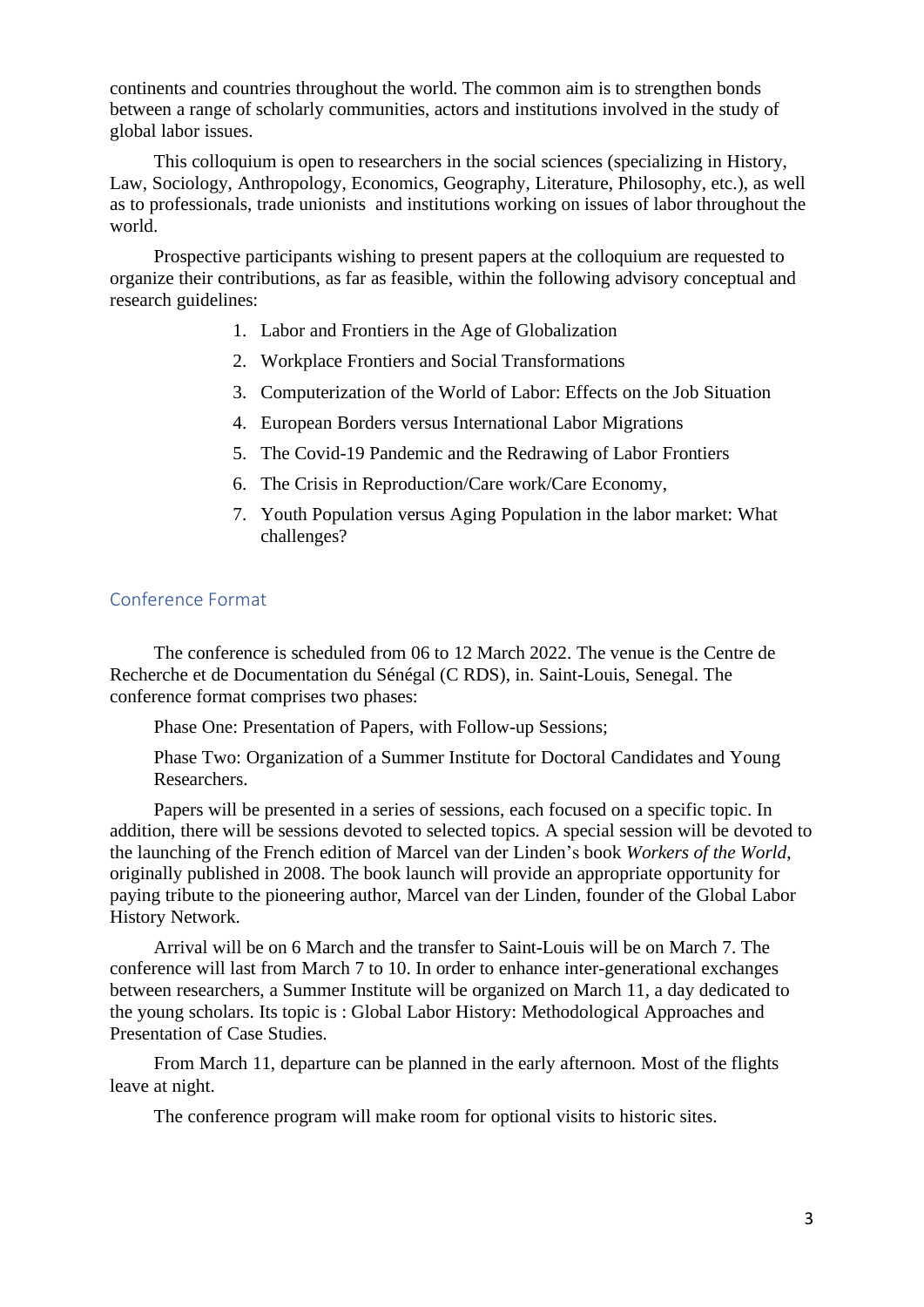continents and countries throughout the world. The common aim is to strengthen bonds between a range of scholarly communities, actors and institutions involved in the study of global labor issues.

This colloquium is open to researchers in the social sciences (specializing in History, Law, Sociology, Anthropology, Economics, Geography, Literature, Philosophy, etc.), as well as to professionals, trade unionists and institutions working on issues of labor throughout the world.

Prospective participants wishing to present papers at the colloquium are requested to organize their contributions, as far as feasible, within the following advisory conceptual and research guidelines:

1. Labor and Frontiers in the Age of Globalization
2. Workplace Frontiers and Social Transformations
3. Computerization of the World of Labor: Effects on the Job Situation
4. European Borders versus International Labor Migrations
5. The Covid-19 Pandemic and the Redrawing of Labor Frontiers
6. The Crisis in Reproduction/Care work/Care Economy,
7. Youth Population versus Aging Population in the labor market: What challenges?

## Conference Format

The conference is scheduled from 06 to 12 March 2022. The venue is the Centre de Recherche et de Documentation du Sénégal (C RDS), in. Saint-Louis, Senegal. The conference format comprises two phases:

Phase One: Presentation of Papers, with Follow-up Sessions;

Phase Two: Organization of a Summer Institute for Doctoral Candidates and Young Researchers.

Papers will be presented in a series of sessions, each focused on a specific topic. In addition, there will be sessions devoted to selected topics. A special session will be devoted to the launching of the French edition of Marcel van der Linden's book *Workers of the World*, originally published in 2008. The book launch will provide an appropriate opportunity for paying tribute to the pioneering author, Marcel van der Linden, founder of the Global Labor History Network.

Arrival will be on 6 March and the transfer to Saint-Louis will be on March 7. The conference will last from March 7 to 10. In order to enhance inter-generational exchanges between researchers, a Summer Institute will be organized on March 11, a day dedicated to the young scholars. Its topic is : Global Labor History: Methodological Approaches and Presentation of Case Studies.

From March 11, departure can be planned in the early afternoon. Most of the flights leave at night.

The conference program will make room for optional visits to historic sites.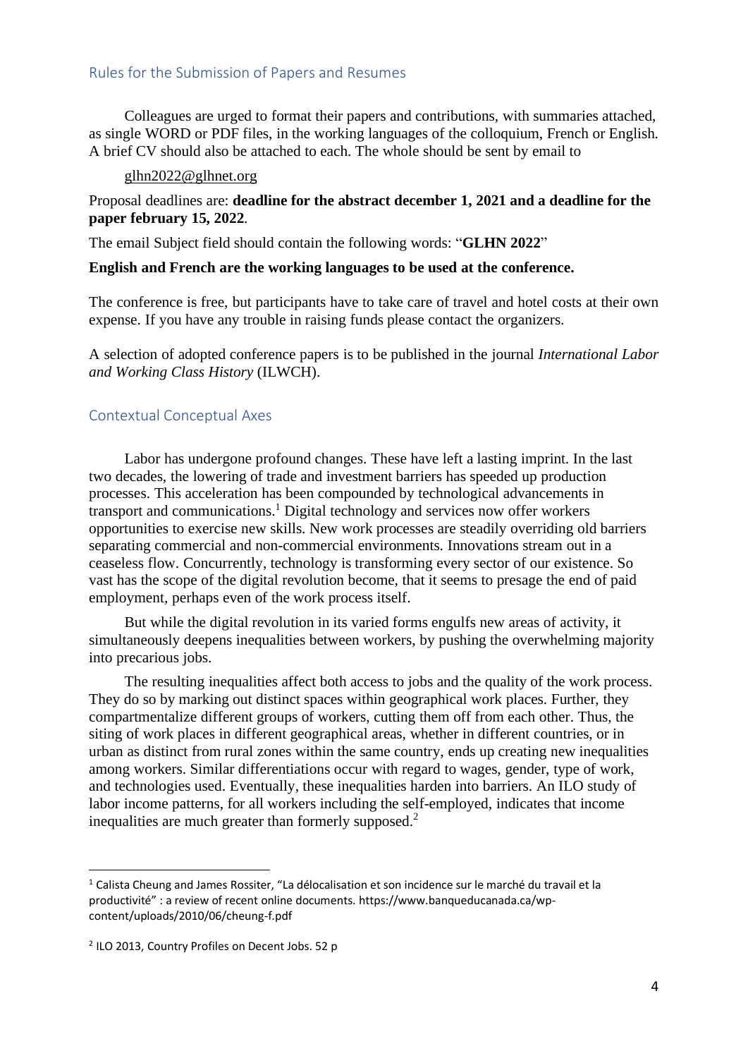## Rules for the Submission of Papers and Resumes

Colleagues are urged to format their papers and contributions, with summaries attached, as single WORD or PDF files, in the working languages of the colloquium, French or English. A brief CV should also be attached to each. The whole should be sent by email to

glhn2022@glhnet.org

Proposal deadlines are: **deadline for the abstract december 1, 2021 and a deadline for the paper february 15, 2022**.

The email Subject field should contain the following words: "**GLHN 2022**"

**English and French are the working languages to be used at the conference.**

The conference is free, but participants have to take care of travel and hotel costs at their own expense. If you have any trouble in raising funds please contact the organizers.

A selection of adopted conference papers is to be published in the journal *International Labor and Working Class History* (ILWCH).

## Contextual Conceptual Axes

Labor has undergone profound changes. These have left a lasting imprint. In the last two decades, the lowering of trade and investment barriers has speeded up production processes. This acceleration has been compounded by technological advancements in transport and communications.[1] Digital technology and services now offer workers opportunities to exercise new skills. New work processes are steadily overriding old barriers separating commercial and non-commercial environments. Innovations stream out in a ceaseless flow. Concurrently, technology is transforming every sector of our existence. So vast has the scope of the digital revolution become, that it seems to presage the end of paid employment, perhaps even of the work process itself.

But while the digital revolution in its varied forms engulfs new areas of activity, it simultaneously deepens inequalities between workers, by pushing the overwhelming majority into precarious jobs.

The resulting inequalities affect both access to jobs and the quality of the work process. They do so by marking out distinct spaces within geographical work places. Further, they compartmentalize different groups of workers, cutting them off from each other. Thus, the siting of work places in different geographical areas, whether in different countries, or in urban as distinct from rural zones within the same country, ends up creating new inequalities among workers. Similar differentiations occur with regard to wages, gender, type of work, and technologies used. Eventually, these inequalities harden into barriers. An ILO study of labor income patterns, for all workers including the self-employed, indicates that income inequalities are much greater than formerly supposed.[2]

---

[1] Calista Cheung and James Rossiter, "La délocalisation et son incidence sur le marché du travail et la productivité" : a review of recent online documents. https://www.banqueducanada.ca/wp-content/uploads/2010/06/cheung-f.pdf

[2] ILO 2013, Country Profiles on Decent Jobs. 52 p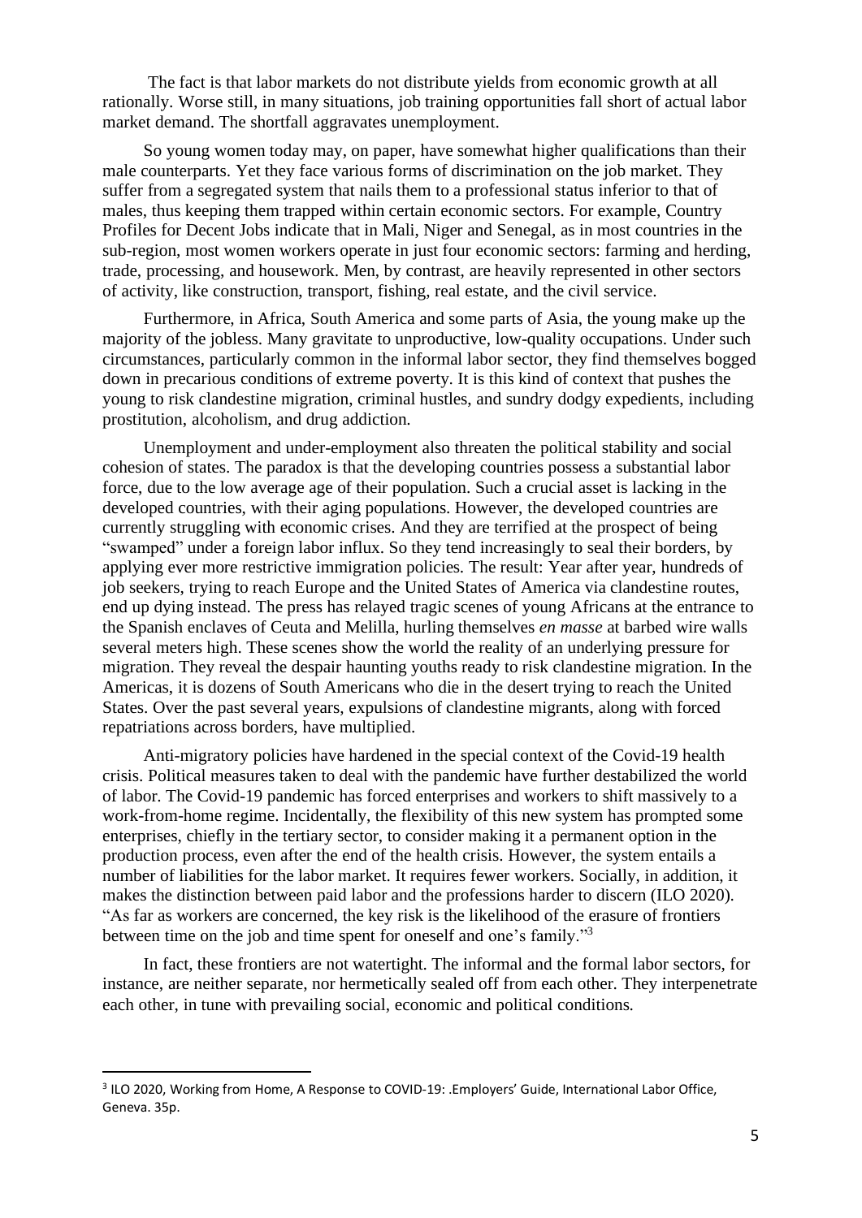The fact is that labor markets do not distribute yields from economic growth at all rationally. Worse still, in many situations, job training opportunities fall short of actual labor market demand. The shortfall aggravates unemployment.

So young women today may, on paper, have somewhat higher qualifications than their male counterparts. Yet they face various forms of discrimination on the job market. They suffer from a segregated system that nails them to a professional status inferior to that of males, thus keeping them trapped within certain economic sectors. For example, Country Profiles for Decent Jobs indicate that in Mali, Niger and Senegal, as in most countries in the sub-region, most women workers operate in just four economic sectors: farming and herding, trade, processing, and housework. Men, by contrast, are heavily represented in other sectors of activity, like construction, transport, fishing, real estate, and the civil service.

Furthermore, in Africa, South America and some parts of Asia, the young make up the majority of the jobless. Many gravitate to unproductive, low-quality occupations. Under such circumstances, particularly common in the informal labor sector, they find themselves bogged down in precarious conditions of extreme poverty. It is this kind of context that pushes the young to risk clandestine migration, criminal hustles, and sundry dodgy expedients, including prostitution, alcoholism, and drug addiction.

Unemployment and under-employment also threaten the political stability and social cohesion of states. The paradox is that the developing countries possess a substantial labor force, due to the low average age of their population. Such a crucial asset is lacking in the developed countries, with their aging populations. However, the developed countries are currently struggling with economic crises. And they are terrified at the prospect of being "swamped" under a foreign labor influx. So they tend increasingly to seal their borders, by applying ever more restrictive immigration policies. The result: Year after year, hundreds of job seekers, trying to reach Europe and the United States of America via clandestine routes, end up dying instead. The press has relayed tragic scenes of young Africans at the entrance to the Spanish enclaves of Ceuta and Melilla, hurling themselves *en masse* at barbed wire walls several meters high. These scenes show the world the reality of an underlying pressure for migration. They reveal the despair haunting youths ready to risk clandestine migration. In the Americas, it is dozens of South Americans who die in the desert trying to reach the United States. Over the past several years, expulsions of clandestine migrants, along with forced repatriations across borders, have multiplied.

Anti-migratory policies have hardened in the special context of the Covid-19 health crisis. Political measures taken to deal with the pandemic have further destabilized the world of labor. The Covid-19 pandemic has forced enterprises and workers to shift massively to a work-from-home regime. Incidentally, the flexibility of this new system has prompted some enterprises, chiefly in the tertiary sector, to consider making it a permanent option in the production process, even after the end of the health crisis. However, the system entails a number of liabilities for the labor market. It requires fewer workers. Socially, in addition, it makes the distinction between paid labor and the professions harder to discern (ILO 2020). "As far as workers are concerned, the key risk is the likelihood of the erasure of frontiers between time on the job and time spent for oneself and one's family."[3]

In fact, these frontiers are not watertight. The informal and the formal labor sectors, for instance, are neither separate, nor hermetically sealed off from each other. They interpenetrate each other, in tune with prevailing social, economic and political conditions.

---

[3] ILO 2020, Working from Home, A Response to COVID-19: .Employers' Guide, International Labor Office, Geneva. 35p.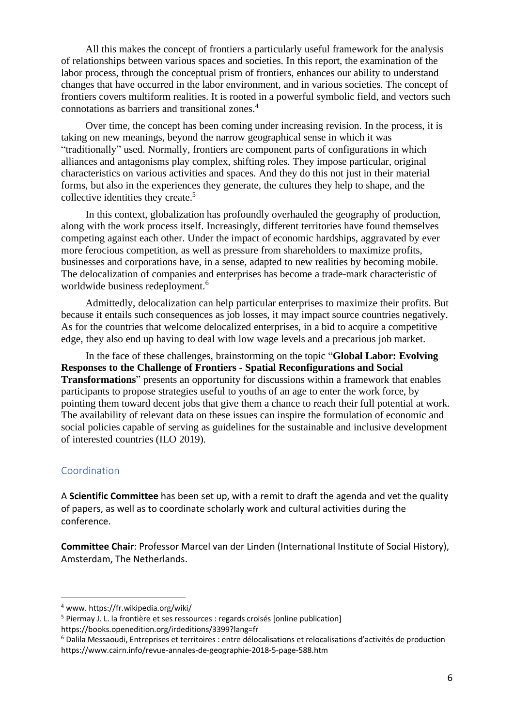All this makes the concept of frontiers a particularly useful framework for the analysis of relationships between various spaces and societies. In this report, the examination of the labor process, through the conceptual prism of frontiers, enhances our ability to understand changes that have occurred in the labor environment, and in various societies. The concept of frontiers covers multiform realities. It is rooted in a powerful symbolic field, and vectors such connotations as barriers and transitional zones.[4]

Over time, the concept has been coming under increasing revision. In the process, it is taking on new meanings, beyond the narrow geographical sense in which it was "traditionally" used. Normally, frontiers are component parts of configurations in which alliances and antagonisms play complex, shifting roles. They impose particular, original characteristics on various activities and spaces. And they do this not just in their material forms, but also in the experiences they generate, the cultures they help to shape, and the collective identities they create.[5]

In this context, globalization has profoundly overhauled the geography of production, along with the work process itself. Increasingly, different territories have found themselves competing against each other. Under the impact of economic hardships, aggravated by ever more ferocious competition, as well as pressure from shareholders to maximize profits, businesses and corporations have, in a sense, adapted to new realities by becoming mobile. The delocalization of companies and enterprises has become a trade-mark characteristic of worldwide business redeployment.[6]

Admittedly, delocalization can help particular enterprises to maximize their profits. But because it entails such consequences as job losses, it may impact source countries negatively. As for the countries that welcome delocalized enterprises, in a bid to acquire a competitive edge, they also end up having to deal with low wage levels and a precarious job market.

In the face of these challenges, brainstorming on the topic "**Global Labor: Evolving Responses to the Challenge of Frontiers - Spatial Reconfigurations and Social Transformations**" presents an opportunity for discussions within a framework that enables participants to propose strategies useful to youths of an age to enter the work force, by pointing them toward decent jobs that give them a chance to reach their full potential at work. The availability of relevant data on these issues can inspire the formulation of economic and social policies capable of serving as guidelines for the sustainable and inclusive development of interested countries (ILO 2019).

## Coordination

A **Scientific Committee** has been set up, with a remit to draft the agenda and vet the quality of papers, as well as to coordinate scholarly work and cultural activities during the conference.

**Committee Chair**: Professor Marcel van der Linden (International Institute of Social History), Amsterdam, The Netherlands.

---

[4] www. https://fr.wikipedia.org/wiki/

[5] Piermay J. L. la frontière et ses ressources : regards croisés [online publication] https://books.openedition.org/irdeditions/3399?lang=fr

[6] Dalila Messaoudi, Entreprises et territoires : entre délocalisations et relocalisations d'activités de production https://www.cairn.info/revue-annales-de-geographie-2018-5-page-588.htm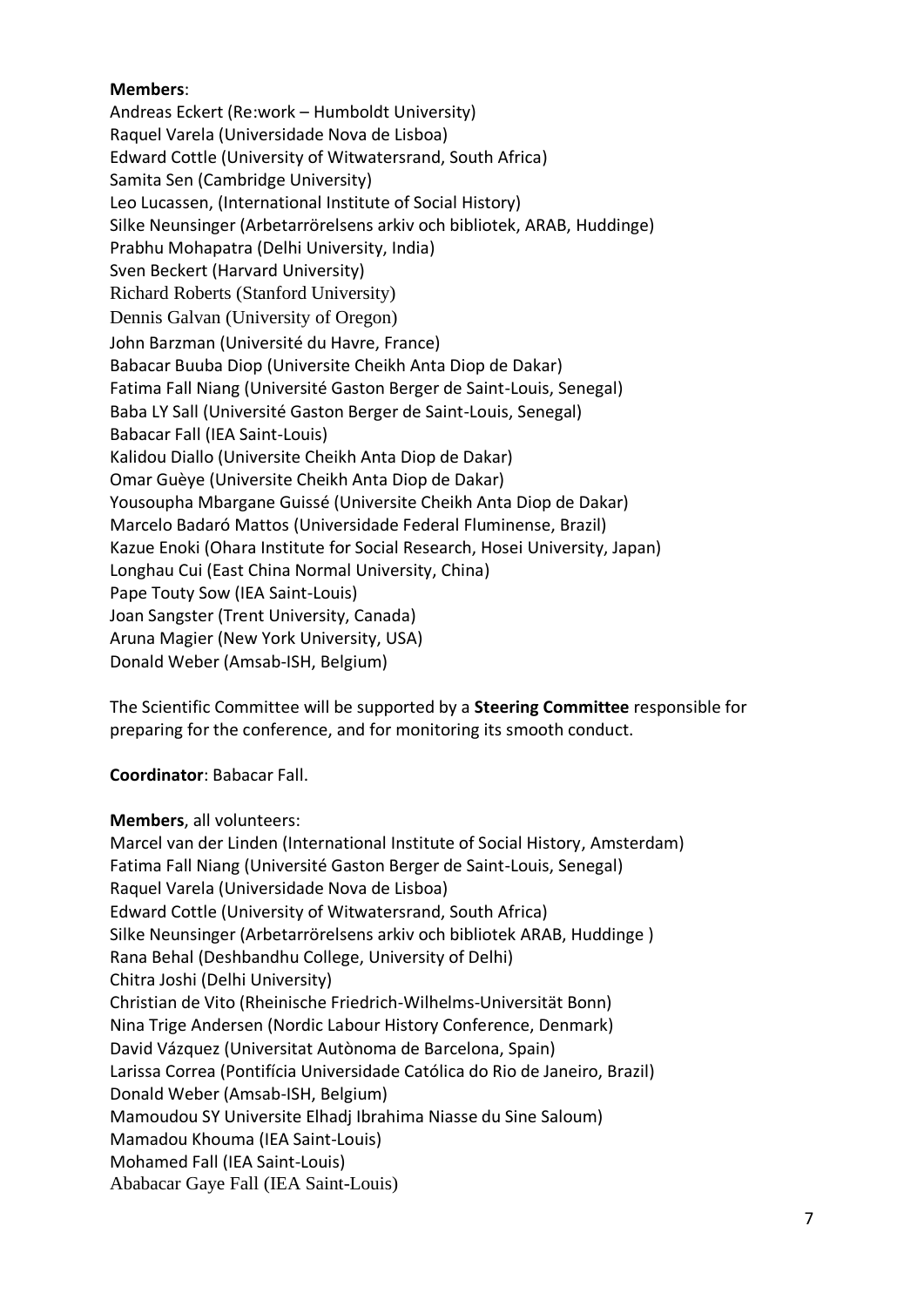**Members**:

Andreas Eckert (Re:work – Humboldt University)
Raquel Varela (Universidade Nova de Lisboa)
Edward Cottle (University of Witwatersrand, South Africa)
Samita Sen (Cambridge University)
Leo Lucassen, (International Institute of Social History)
Silke Neunsinger (Arbetarrörelsens arkiv och bibliotek, ARAB, Huddinge)
Prabhu Mohapatra (Delhi University, India)
Sven Beckert (Harvard University)
Richard Roberts (Stanford University)
Dennis Galvan (University of Oregon)
John Barzman (Université du Havre, France)
Babacar Buuba Diop (Universite Cheikh Anta Diop de Dakar)
Fatima Fall Niang (Université Gaston Berger de Saint-Louis, Senegal)
Baba LY Sall (Université Gaston Berger de Saint-Louis, Senegal)
Babacar Fall (IEA Saint-Louis)
Kalidou Diallo (Universite Cheikh Anta Diop de Dakar)
Omar Guèye (Universite Cheikh Anta Diop de Dakar)
Yousoupha Mbargane Guissé (Universite Cheikh Anta Diop de Dakar)
Marcelo Badaró Mattos (Universidade Federal Fluminense, Brazil)
Kazue Enoki (Ohara Institute for Social Research, Hosei University, Japan)
Longhau Cui (East China Normal University, China)
Pape Touty Sow (IEA Saint-Louis)
Joan Sangster (Trent University, Canada)
Aruna Magier (New York University, USA)
Donald Weber (Amsab-ISH, Belgium)

The Scientific Committee will be supported by a **Steering Committee** responsible for preparing for the conference, and for monitoring its smooth conduct.

**Coordinator**: Babacar Fall.

**Members**, all volunteers:

Marcel van der Linden (International Institute of Social History, Amsterdam)
Fatima Fall Niang (Université Gaston Berger de Saint-Louis, Senegal)
Raquel Varela (Universidade Nova de Lisboa)
Edward Cottle (University of Witwatersrand, South Africa)
Silke Neunsinger (Arbetarrörelsens arkiv och bibliotek ARAB, Huddinge )
Rana Behal (Deshbandhu College, University of Delhi)
Chitra Joshi (Delhi University)
Christian de Vito (Rheinische Friedrich-Wilhelms-Universität Bonn)
Nina Trige Andersen (Nordic Labour History Conference, Denmark)
David Vázquez (Universitat Autònoma de Barcelona, Spain)
Larissa Correa (Pontifícia Universidade Católica do Rio de Janeiro, Brazil)
Donald Weber (Amsab-ISH, Belgium)
Mamoudou SY Universite Elhadj Ibrahima Niasse du Sine Saloum)
Mamadou Khouma (IEA Saint-Louis)
Mohamed Fall (IEA Saint-Louis)
Ababacar Gaye Fall (IEA Saint-Louis)